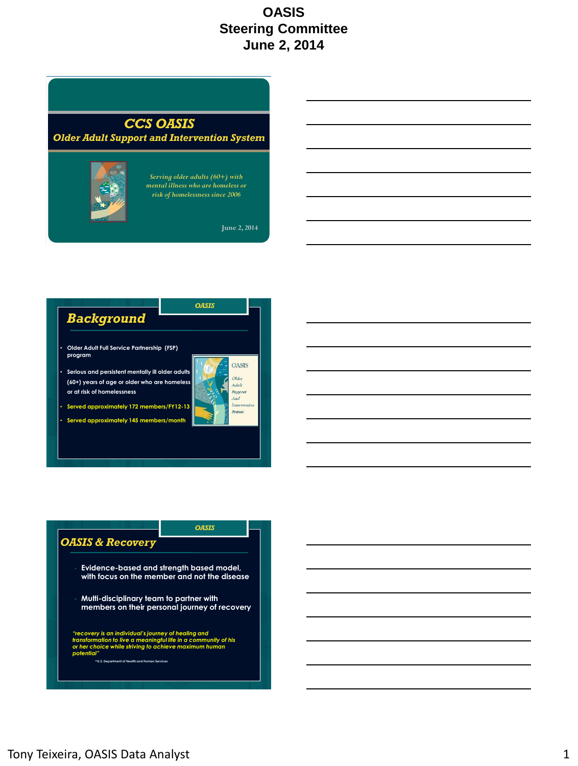# OASIS
# Steering Committee
# June 2, 2014

## CCS OASIS
### Older Adult Support and Intervention System

*Serving older adults (60+) with mental illness who are homeless or risk of homelessness since 2006*

June 2, 2014

---

OASIS

## Background

- Older Adult Full Service Partnership (FSP) program
- Serious and persistent mentally ill older adults (60+) years of age or older who are homeless or at risk of homelessness
- Served approximately 172 members/FY12-13
- Served approximately 145 members/month

OASIS
*Older Adult Support And Intervention System*

---

OASIS

## OASIS & Recovery

- Evidence-based and strength based model, with focus on the member and not the disease
- Multi-disciplinary team to partner with members on their personal journey of recovery

*"recovery is an individual's journey of healing and transformation to live a meaningful life in a community of his or her choice while striving to achieve maximum human potential"*

~U.S. Department of Health and Human Services

Tony Teixeira, OASIS Data Analyst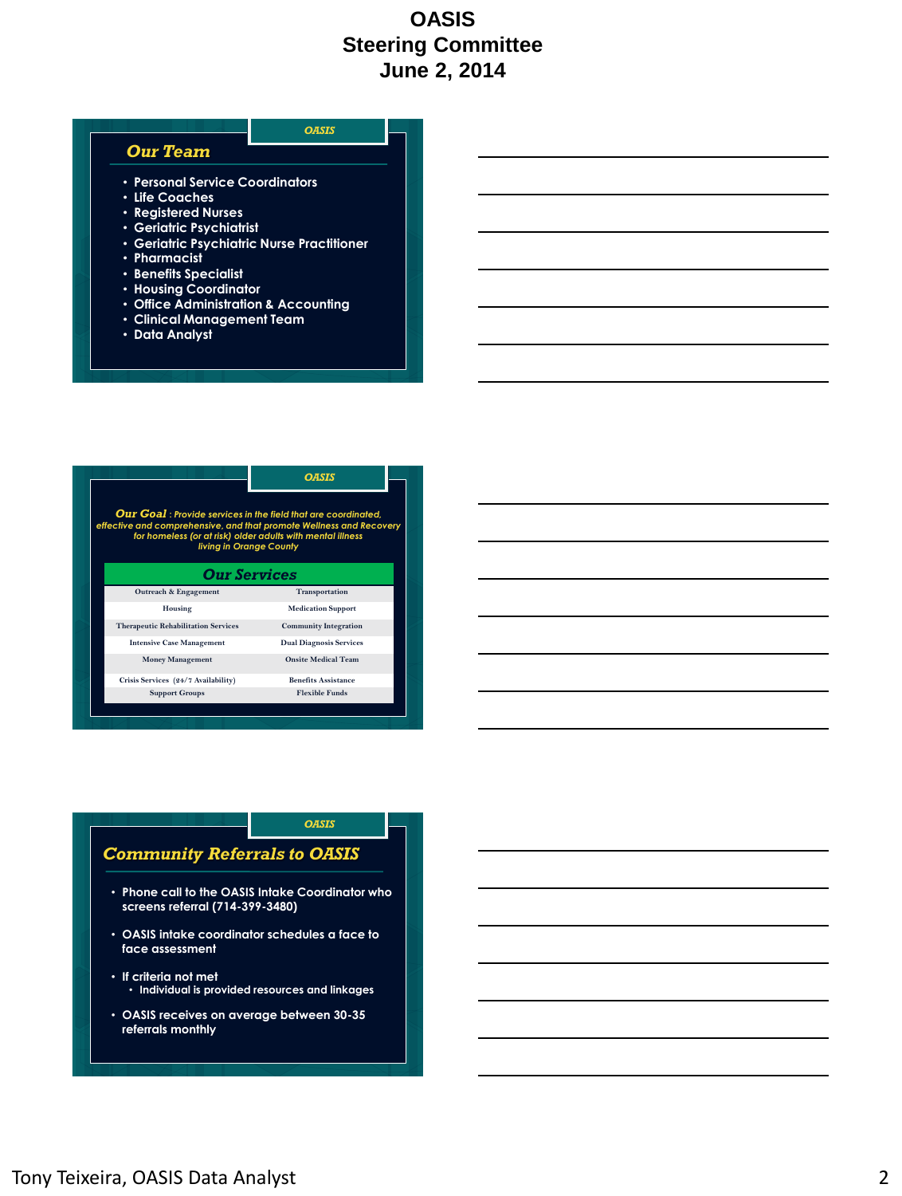# OASIS
# Steering Committee
# June 2, 2014

OASIS

## Our Team

- Personal Service Coordinators
- Life Coaches
- Registered Nurses
- Geriatric Psychiatrist
- Geriatric Psychiatric Nurse Practitioner
- Pharmacist
- Benefits Specialist
- Housing Coordinator
- Office Administration & Accounting
- Clinical Management Team
- Data Analyst

OASIS

***Our Goal*** *: Provide services in the field that are coordinated, effective and comprehensive, and that promote Wellness and Recovery for homeless (or at risk) older adults with mental illness living in Orange County*

## Our Services

| Our Services | |
|---|---|
| Outreach & Engagement | Transportation |
| Housing | Medication Support |
| Therapeutic Rehabilitation Services | Community Integration |
| Intensive Case Management | Dual Diagnosis Services |
| Money Management | Onsite Medical Team |
| Crisis Services (24/7 Availability) | Benefits Assistance |
| Support Groups | Flexible Funds |

OASIS

## Community Referrals to OASIS

- Phone call to the OASIS Intake Coordinator who screens referral (714-399-3480)
- OASIS intake coordinator schedules a face to face assessment
- If criteria not met
  - Individual is provided resources and linkages
- OASIS receives on average between 30-35 referrals monthly

Tony Teixeira, OASIS Data Analyst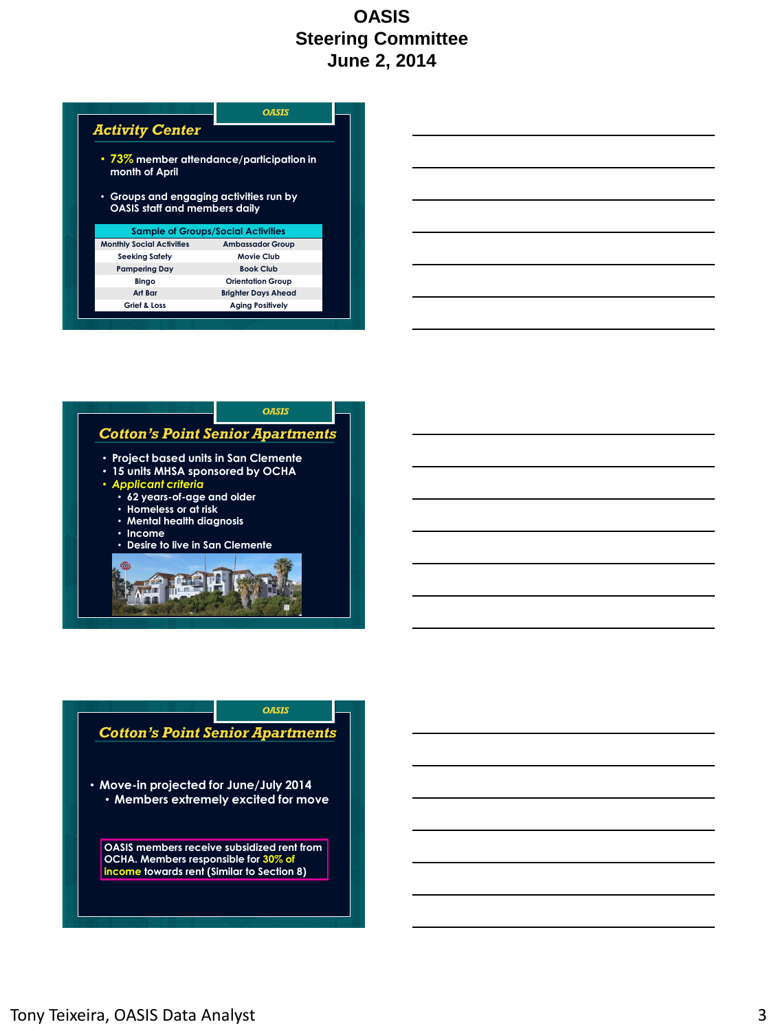# OASIS Steering Committee June 2, 2014

## Activity Center

- 73% member attendance/participation in month of April
- Groups and engaging activities run by OASIS staff and members daily

| Sample of Groups/Social Activities | |
|---|---|
| Monthly Social Activities | Ambassador Group |
| Seeking Safety | Movie Club |
| Pampering Day | Book Club |
| Bingo | Orientation Group |
| Art Bar | Brighter Days Ahead |
| Grief & Loss | Aging Positively |

## Cotton's Point Senior Apartments

- Project based units in San Clemente
- 15 units MHSA sponsored by OCHA
- *Applicant criteria*
  - 62 years-of-age and older
  - Homeless or at risk
  - Mental health diagnosis
  - Income
  - Desire to live in San Clemente

## Cotton's Point Senior Apartments

- Move-in projected for June/July 2014
  - Members extremely excited for move

OASIS members receive subsidized rent from OCHA. Members responsible for 30% of income towards rent (Similar to Section 8)

Tony Teixeira, OASIS Data Analyst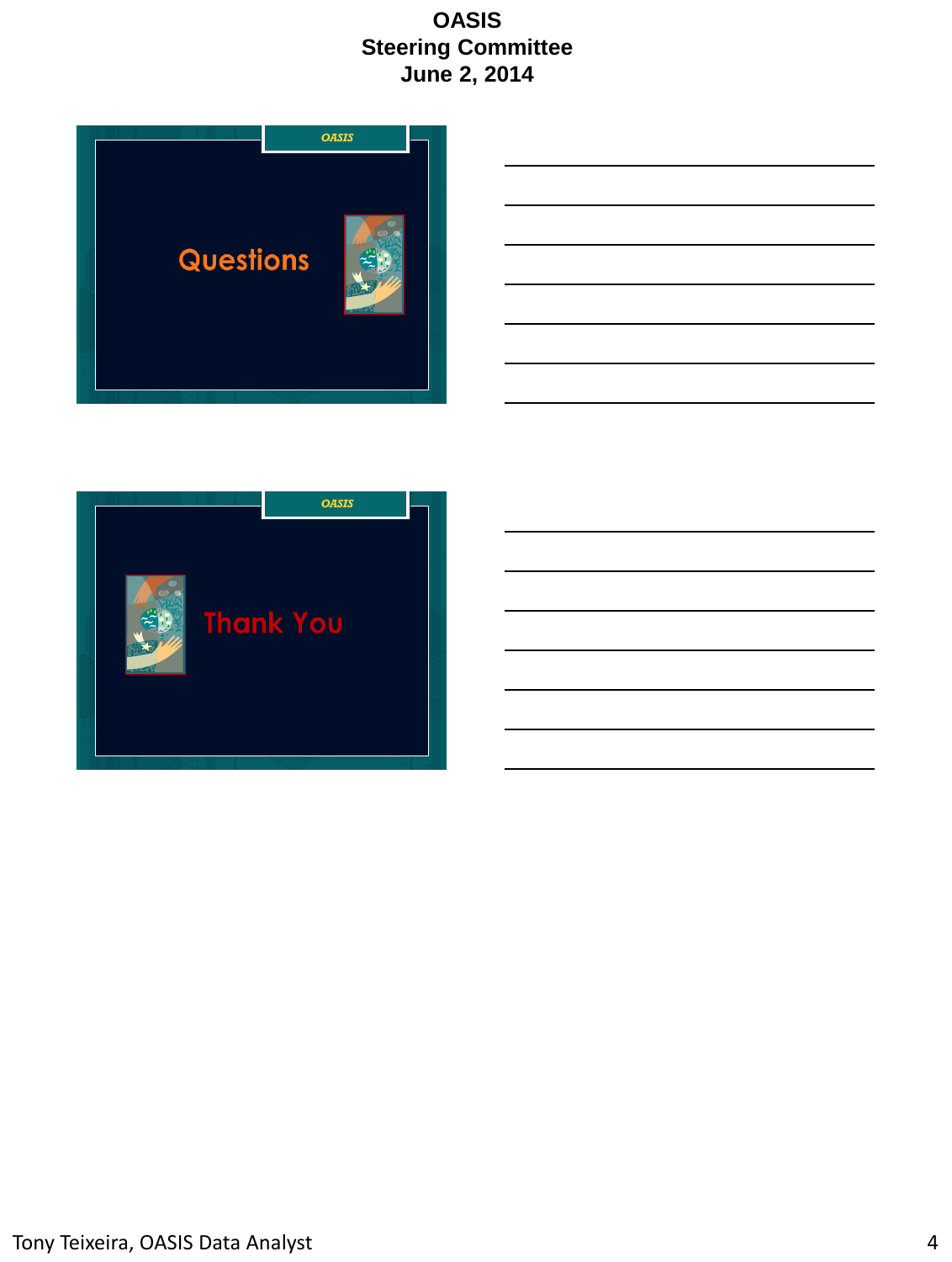OASIS

Questions

OASIS

Thank You

Tony Teixeira, OASIS Data Analyst